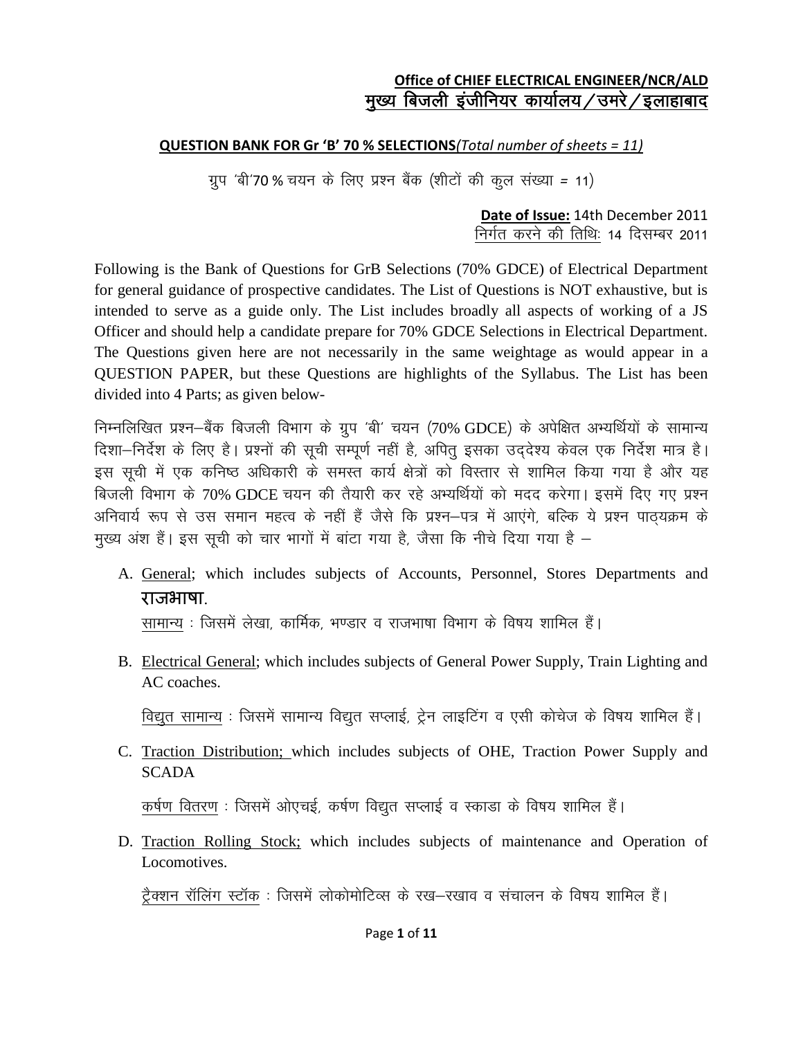**Office of CHIEF ELECTRICAL ENGINEER/NCR/ALD**
**मुख्य बिजली इंजीनियर कार्यालय / उमरे / इलाहाबाद**

**QUESTION BANK FOR Gr 'B' 70 % SELECTIONS***(Total number of sheets = 11)*

ग्रुप 'बी' 70 % चयन के लिए प्रश्न बैंक (शीटों की कुल संख्या = 11)

**Date of Issue:** 14th December 2011
निर्गत करने की तिथिः 14 दिसम्बर 2011

Following is the Bank of Questions for GrB Selections (70% GDCE) of Electrical Department for general guidance of prospective candidates. The List of Questions is NOT exhaustive, but is intended to serve as a guide only. The List includes broadly all aspects of working of a JS Officer and should help a candidate prepare for 70% GDCE Selections in Electrical Department. The Questions given here are not necessarily in the same weightage as would appear in a QUESTION PAPER, but these Questions are highlights of the Syllabus. The List has been divided into 4 Parts; as given below-

निम्नलिखित प्रश्न–बैंक बिजली विभाग के ग्रुप 'बी' चयन (70% GDCE) के अपेक्षित अभ्यर्थियों के सामान्य दिशा–निर्देश के लिए है। प्रश्नों की सूची सम्पूर्ण नहीं है, अपितु इसका उद्देश्य केवल एक निर्देश मात्र है। इस सूची में एक कनिष्ठ अधिकारी के समस्त कार्य क्षेत्रों को विस्तार से शामिल किया गया है और यह बिजली विभाग के 70% GDCE चयन की तैयारी कर रहे अभ्यर्थियों को मदद करेगा। इसमें दिए गए प्रश्न अनिवार्य रूप से उस समान महत्व के नहीं हैं जैसे कि प्रश्न–पत्र में आएंगे, बल्कि ये प्रश्न पाठ्यक्रम के मुख्य अंश हैं। इस सूची को चार भागों में बांटा गया है, जैसा कि नीचे दिया गया है –

A. General; which includes subjects of Accounts, Personnel, Stores Departments and राजभाषा.

   सामान्य : जिसमें लेखा, कार्मिक, भण्डार व राजभाषा विभाग के विषय शामिल हैं।

B. Electrical General; which includes subjects of General Power Supply, Train Lighting and AC coaches.

   विद्युत सामान्य : जिसमें सामान्य विद्युत सप्लाई, ट्रेन लाइटिंग व एसी कोचेज के विषय शामिल हैं।

C. Traction Distribution; which includes subjects of OHE, Traction Power Supply and SCADA

   कर्षण वितरण : जिसमें ओएचई, कर्षण विद्युत सप्लाई व स्काडा के विषय शामिल हैं।

D. Traction Rolling Stock; which includes subjects of maintenance and Operation of Locomotives.

   ट्रैक्शन रॉलिंग स्टॉक : जिसमें लोकोमोटिव्स के रख–रखाव व संचालन के विषय शामिल हैं।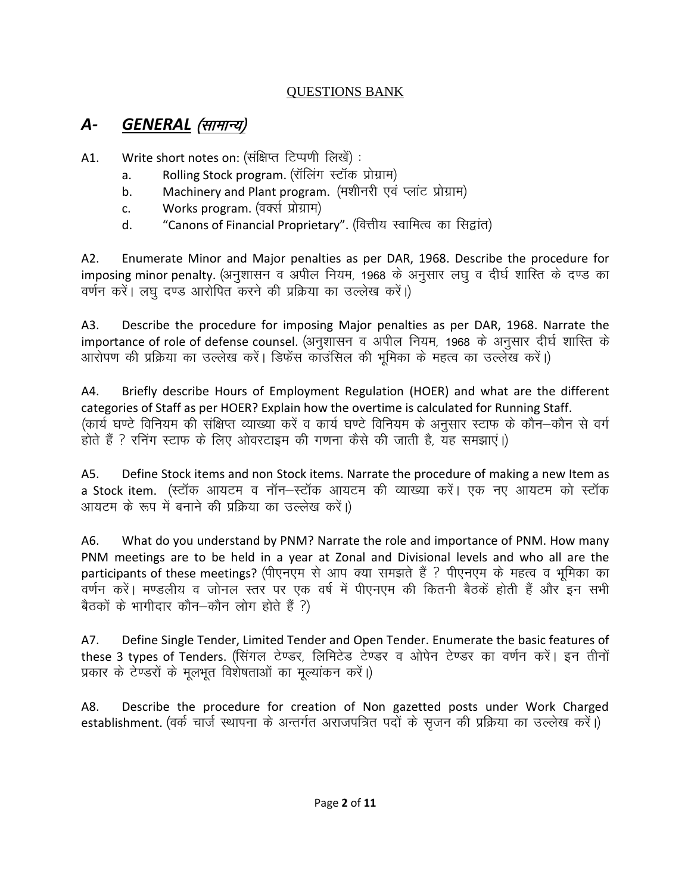QUESTIONS BANK

## A- GENERAL (सामान्य)

A1. Write short notes on: (संक्षिप्त टिप्पणी लिखें) :

a. Rolling Stock program. (रॉलिंग स्टॉक प्रोग्राम)

b. Machinery and Plant program. (मशीनरी एवं प्लांट प्रोग्राम)

c. Works program. (वर्क्स प्रोग्राम)

d. "Canons of Financial Proprietary". (वित्तीय स्वामित्व का सिद्वांत)

A2. Enumerate Minor and Major penalties as per DAR, 1968. Describe the procedure for imposing minor penalty. (अनुशासन व अपील नियम, 1968 के अनुसार लघु व दीर्घ शास्ति के दण्ड का वर्णन करें। लघु दण्ड आरोपित करने की प्रक्रिया का उल्लेख करें।)

A3. Describe the procedure for imposing Major penalties as per DAR, 1968. Narrate the importance of role of defense counsel. (अनुशासन व अपील नियम, 1968 के अनुसार दीर्घ शास्ति के आरोपण की प्रक्रिया का उल्लेख करें। डिफेंस काउंसिल की भूमिका के महत्व का उल्लेख करें।)

A4. Briefly describe Hours of Employment Regulation (HOER) and what are the different categories of Staff as per HOER? Explain how the overtime is calculated for Running Staff. (कार्य घण्टे विनियम की संक्षिप्त व्याख्या करें व कार्य घण्टे विनियम के अनुसार स्टाफ के कौन–कौन से वर्ग होते हैं ? रनिंग स्टाफ के लिए ओवरटाइम की गणना कैसे की जाती है, यह समझाएं।)

A5. Define Stock items and non Stock items. Narrate the procedure of making a new Item as a Stock item. (स्टॉक आयटम व नॉन–स्टॉक आयटम की व्याख्या करें। एक नए आयटम को स्टॉक आयटम के रूप में बनाने की प्रक्रिया का उल्लेख करें।)

A6. What do you understand by PNM? Narrate the role and importance of PNM. How many PNM meetings are to be held in a year at Zonal and Divisional levels and who all are the participants of these meetings? (पीएनएम से आप क्या समझते हैं ? पीएनएम के महत्व व भूमिका का वर्णन करें। मण्डलीय व जोनल स्तर पर एक वर्ष में पीएनएम की कितनी बैठकें होती हैं और इन सभी बैठकों के भागीदार कौन–कौन लोग होते हैं ?)

A7. Define Single Tender, Limited Tender and Open Tender. Enumerate the basic features of these 3 types of Tenders. (सिंगल टेण्डर, लिमिटेड टेण्डर व ओपेन टेण्डर का वर्णन करें। इन तीनों प्रकार के टेण्डरों के मूलभूत विशेषताओं का मूल्यांकन करें।)

A8. Describe the procedure for creation of Non gazetted posts under Work Charged establishment. (वर्क चार्ज स्थापना के अन्तर्गत अराजपत्रित पदों के सृजन की प्रक्रिया का उल्लेख करें।)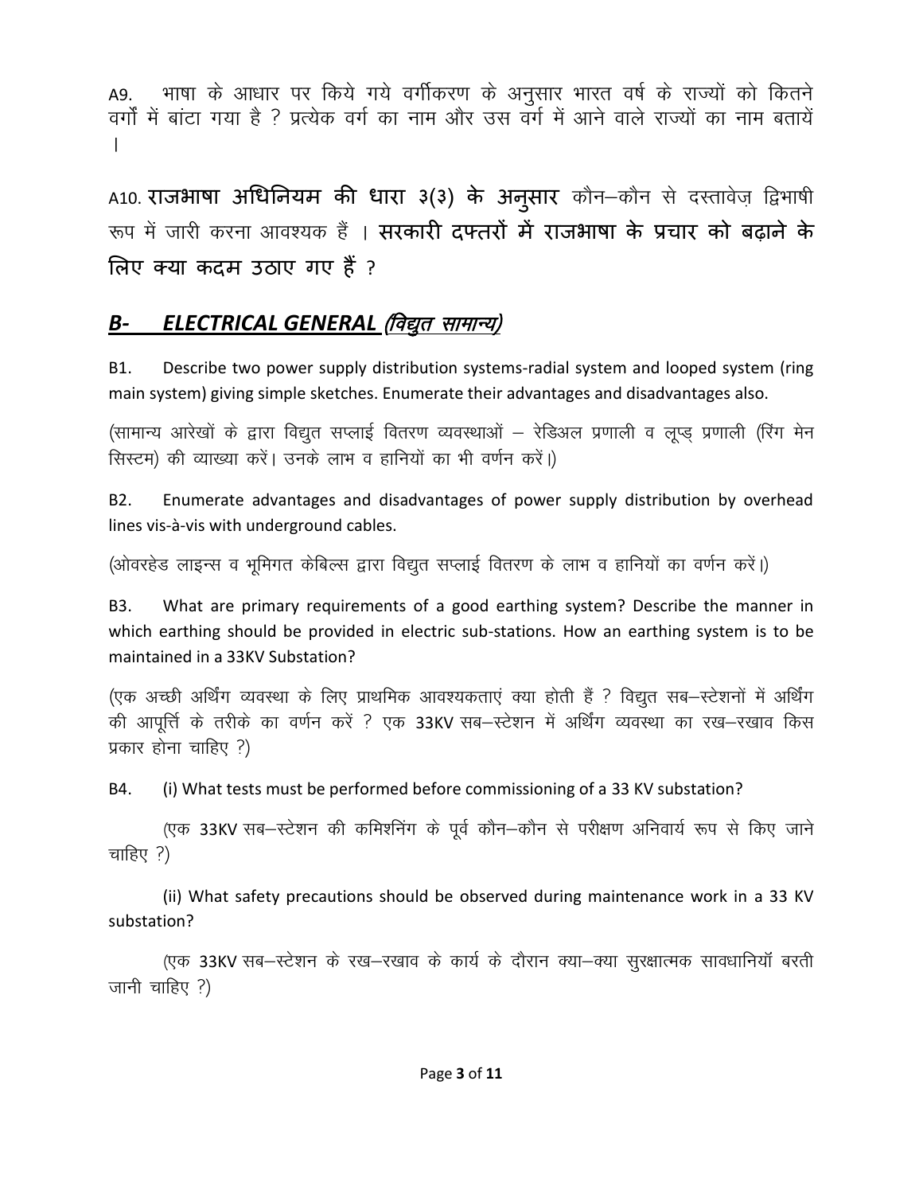A9. भाषा के आधार पर किये गये वर्गीकरण के अनुसार भारत वर्ष के राज्यों को कितने वर्गों में बांटा गया है ? प्रत्येक वर्ग का नाम और उस वर्ग में आने वाले राज्यों का नाम बतायें ।

A10. **राजभाषा अधिनियम की धारा ३(३) के अनुसार** कौन–कौन से दस्तावेज़ द्विभाषी रूप में जारी करना आवश्यक हैं । **सरकारी दफ्तरों में राजभाषा के प्रचार को बढ़ाने के लिए क्या कदम उठाए गए हैं ?**

## ***B- ELECTRICAL GENERAL (विद्युत सामान्य)***

B1. Describe two power supply distribution systems-radial system and looped system (ring main system) giving simple sketches. Enumerate their advantages and disadvantages also.

(सामान्य आरेखों के द्वारा विद्युत सप्लाई वितरण व्यवस्थाओं – रेडिअल प्रणाली व लूप्ड् प्रणाली (रिंग मेन सिस्टम) की व्याख्या करें। उनके लाभ व हानियों का भी वर्णन करें।)

B2. Enumerate advantages and disadvantages of power supply distribution by overhead lines vis-à-vis with underground cables.

(ओवरहेड लाइन्स व भूमिगत केबिल्स द्वारा विद्युत सप्लाई वितरण के लाभ व हानियों का वर्णन करें।)

B3. What are primary requirements of a good earthing system? Describe the manner in which earthing should be provided in electric sub-stations. How an earthing system is to be maintained in a 33KV Substation?

(एक अच्छी अर्थिंग व्यवस्था के लिए प्राथमिक आवश्यकताएं क्या होती हैं ? विद्युत सब–स्टेशनों में अर्थिंग की आपूर्त्ति के तरीके का वर्णन करें ? एक 33KV सब–स्टेशन में अर्थिंग व्यवस्था का रख–रखाव किस प्रकार होना चाहिए ?)

B4. (i) What tests must be performed before commissioning of a 33 KV substation?

(एक 33KV सब–स्टेशन की कमिशनिंग के पूर्व कौन–कौन से परीक्षण अनिवार्य रूप से किए जाने चाहिए ?)

(ii) What safety precautions should be observed during maintenance work in a 33 KV substation?

(एक 33KV सब–स्टेशन के रख–रखाव के कार्य के दौरान क्या–क्या सुरक्षात्मक सावधानियॉ बरती जानी चाहिए ?)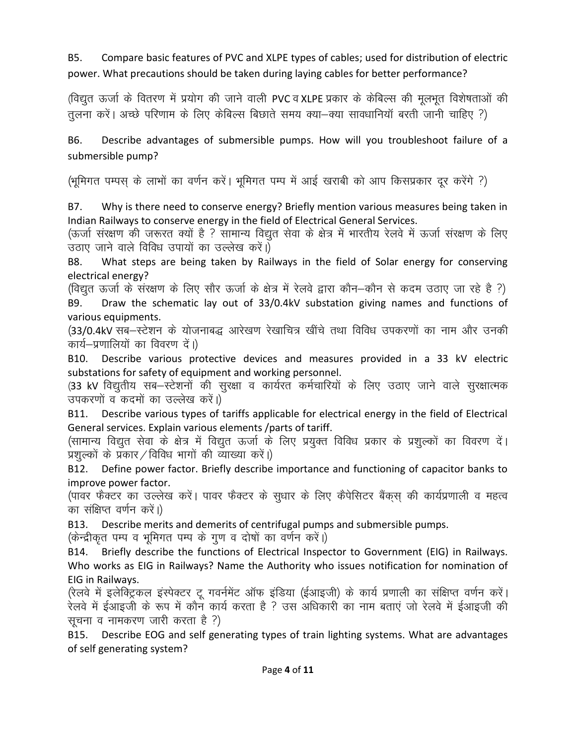B5. Compare basic features of PVC and XLPE types of cables; used for distribution of electric power. What precautions should be taken during laying cables for better performance?

(विद्युत ऊर्जा के वितरण में प्रयोग की जाने वाली PVC व XLPE प्रकार के केबिल्स की मूलभूत विशेषताओं की तुलना करें। अच्छे परिणाम के लिए केबिल्स बिछाते समय क्या–क्या सावधानियॉ बरती जानी चाहिए ?)

B6. Describe advantages of submersible pumps. How will you troubleshoot failure of a submersible pump?

(भूमिगत पम्पस् के लाभों का वर्णन करें। भूमिगत पम्प में आई खराबी को आप किसप्रकार दूर करेंगे ?)

B7. Why is there need to conserve energy? Briefly mention various measures being taken in Indian Railways to conserve energy in the field of Electrical General Services.

(ऊर्जा संरक्षण की जरूरत क्यों है ? सामान्य विद्युत सेवा के क्षेत्र में भारतीय रेलवे में ऊर्जा संरक्षण के लिए उठाए जाने वाले विविध उपायों का उल्लेख करें।)

B8. What steps are being taken by Railways in the field of Solar energy for conserving electrical energy?

(विद्युत ऊर्जा के संरक्षण के लिए सौर ऊर्जा के क्षेत्र में रेलवे द्वारा कौन–कौन से कदम उठाए जा रहे है ?)

B9. Draw the schematic lay out of 33/0.4kV substation giving names and functions of various equipments.

(33/0.4kV सब–स्टेशन के योजनाबद्ध आरेखण रेखाचित्र खींचे तथा विविध उपकरणों का नाम और उनकी कार्य–प्रणालियों का विवरण दें।)

B10. Describe various protective devices and measures provided in a 33 kV electric substations for safety of equipment and working personnel.

(33 kV विद्युतीय सब–स्टेशनों की सुरक्षा व कार्यरत कर्मचारियों के लिए उठाए जाने वाले सुरक्षात्मक उपकरणों व कदमों का उल्लेख करें।)

B11. Describe various types of tariffs applicable for electrical energy in the field of Electrical General services. Explain various elements /parts of tariff.

(सामान्य विद्युत सेवा के क्षेत्र में विद्युत ऊर्जा के लिए प्रयुक्त विविध प्रकार के प्रशुल्कों का विवरण दें। प्रशुल्कों के प्रकार / विविध भागों की व्याख्या करें।)

B12. Define power factor. Briefly describe importance and functioning of capacitor banks to improve power factor.

(पावर फैक्टर का उल्लेख करें। पावर फैक्टर के सुधार के लिए कैपेसिटर बैंक्स् की कार्यप्रणाली व महत्व का संक्षिप्त वर्णन करें।)

B13. Describe merits and demerits of centrifugal pumps and submersible pumps.

(केन्द्रीकृत पम्प व भूमिगत पम्प के गुण व दोषों का वर्णन करें।)

B14. Briefly describe the functions of Electrical Inspector to Government (EIG) in Railways. Who works as EIG in Railways? Name the Authority who issues notification for nomination of EIG in Railways.

(रेलवे में इलेक्ट्रिकल इंस्पेक्टर टू गवर्नमेंट ऑफ इंडिया (ईआइजी) के कार्य प्रणाली का संक्षिप्त वर्णन करें। रेलवे में ईआइजी के रूप में कौन कार्य करता है ? उस अधिकारी का नाम बताएं जो रेलवे में ईआइजी की सूचना व नामकरण जारी करता है ?)

B15. Describe EOG and self generating types of train lighting systems. What are advantages of self generating system?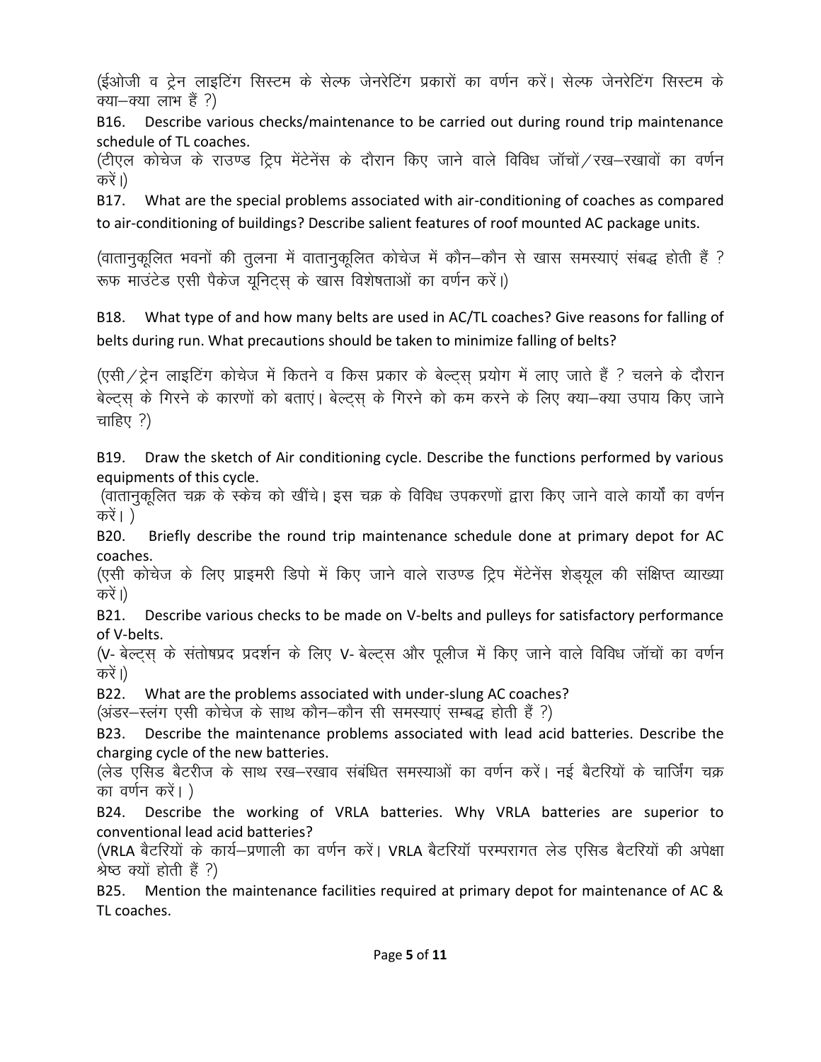(ईओजी व ट्रेन लाइटिंग सिस्टम के सेल्फ जेनरेटिंग प्रकारों का वर्णन करें। सेल्फ जेनरेटिंग सिस्टम के क्या–क्या लाभ हैं ?)

B16. Describe various checks/maintenance to be carried out during round trip maintenance schedule of TL coaches.
(टीएल कोचेज के राउण्ड ट्रिप मेंटेनेंस के दौरान किए जाने वाले विविध जॉचों/रख–रखावों का वर्णन करें।)

B17. What are the special problems associated with air-conditioning of coaches as compared to air-conditioning of buildings? Describe salient features of roof mounted AC package units.

(वातानुकूलित भवनों की तुलना में वातानुकूलित कोचेज में कौन–कौन से खास समस्याएं संबद्ध होती हैं ? रूफ माउंटेड एसी पैकेज यूनिट्स् के खास विशेषताओं का वर्णन करें।)

B18. What type of and how many belts are used in AC/TL coaches? Give reasons for falling of belts during run. What precautions should be taken to minimize falling of belts?

(एसी/ट्रेन लाइटिंग कोचेज में कितने व किस प्रकार के बेल्ट्स् प्रयोग में लाए जाते हैं ? चलने के दौरान बेल्ट्स् के गिरने के कारणों को बताएं। बेल्ट्स् के गिरने को कम करने के लिए क्या–क्या उपाय किए जाने चाहिए ?)

B19. Draw the sketch of Air conditioning cycle. Describe the functions performed by various equipments of this cycle.
(वातानुकूलित चक्र के स्केच को खींचे। इस चक्र के विविध उपकरणों द्वारा किए जाने वाले कार्यों का वर्णन करें। )

B20. Briefly describe the round trip maintenance schedule done at primary depot for AC coaches.
(एसी कोचेज के लिए प्राइमरी डिपो में किए जाने वाले राउण्ड ट्रिप मेंटेनेंस शेड्यूल की संक्षिप्त व्याख्या करें।)

B21. Describe various checks to be made on V-belts and pulleys for satisfactory performance of V-belts.
(V- बेल्ट्स् के संतोषप्रद प्रदर्शन के लिए V- बेल्ट्स और पूलीज में किए जाने वाले विविध जॉचों का वर्णन करें।)

B22. What are the problems associated with under-slung AC coaches?
(अंडर–स्लंग एसी कोचेज के साथ कौन–कौन सी समस्याएं सम्बद्ध होती हैं ?)

B23. Describe the maintenance problems associated with lead acid batteries. Describe the charging cycle of the new batteries.
(लेड एसिड बैटरीज के साथ रख–रखाव संबंधित समस्याओं का वर्णन करें। नई बैटरियों के चार्जिंग चक्र का वर्णन करें। )

B24. Describe the working of VRLA batteries. Why VRLA batteries are superior to conventional lead acid batteries?
(VRLA बैटरियों के कार्य–प्रणाली का वर्णन करें। VRLA बैटरियाँ परम्परागत लेड एसिड बैटरियों की अपेक्षा श्रेष्ठ क्यों होती हैं ?)

B25. Mention the maintenance facilities required at primary depot for maintenance of AC & TL coaches.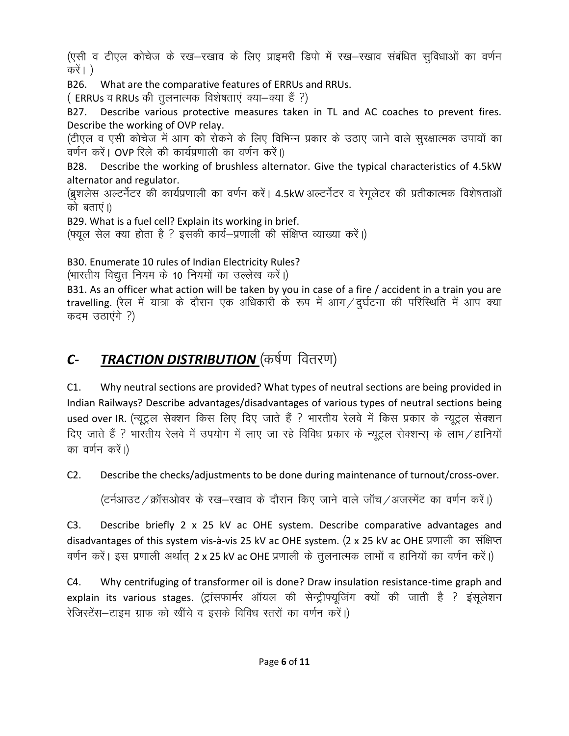(एसी व टीएल कोचेज के रख–रखाव के लिए प्राइमरी डिपो में रख–रखाव संबंधित सुविधाओं का वर्णन करें। )

B26. What are the comparative features of ERRUs and RRUs.
( ERRUs व RRUs की तुलनात्मक विशेषताएं क्या–क्या हैं ?)

B27. Describe various protective measures taken in TL and AC coaches to prevent fires. Describe the working of OVP relay.
(टीएल व एसी कोचेज में आग को रोकने के लिए विभिन्न प्रकार के उठाए जाने वाले सुरक्षात्मक उपायों का वर्णन करें। OVP रिले की कार्यप्रणाली का वर्णन करें।)

B28. Describe the working of brushless alternator. Give the typical characteristics of 4.5kW alternator and regulator.
(ब्रुशलेस अल्टर्नेटर की कार्यप्रणाली का वर्णन करें। 4.5kW अल्टर्नेटर व रेगूलेटर की प्रतीकात्मक विशेषताओं को बताएं।)

B29. What is a fuel cell? Explain its working in brief.
(फ्यूल सेल क्या होता है ? इसकी कार्य–प्रणाली की संक्षिप्त व्याख्या करें।)

B30. Enumerate 10 rules of Indian Electricity Rules?
(भारतीय विद्युत नियम के 10 नियमों का उल्लेख करें।)

B31. As an officer what action will be taken by you in case of a fire / accident in a train you are travelling. (रेल में यात्रा के दौरान एक अधिकारी के रूप में आग/दुर्घटना की परिस्थिति में आप क्या कदम उठाएंगे ?)

## *C-* ***TRACTION DISTRIBUTION*** (कर्षण वितरण)

C1. Why neutral sections are provided? What types of neutral sections are being provided in Indian Railways? Describe advantages/disadvantages of various types of neutral sections being used over IR. (न्यूट्रल सेक्शन किस लिए दिए जाते हैं ? भारतीय रेलवे में किस प्रकार के न्यूट्रल सेक्शन दिए जाते हैं ? भारतीय रेलवे में उपयोग में लाए जा रहे विविध प्रकार के न्यूट्रल सेक्शन्स् के लाभ/हानियों का वर्णन करें।)

C2. Describe the checks/adjustments to be done during maintenance of turnout/cross-over.

(टर्नआउट/क्रॉसओवर के रख–रखाव के दौरान किए जाने वाले जॉच/अजस्मेंट का वर्णन करें।)

C3. Describe briefly 2 x 25 kV ac OHE system. Describe comparative advantages and disadvantages of this system vis-à-vis 25 kV ac OHE system. (2 x 25 kV ac OHE प्रणाली का संक्षिप्त वर्णन करें। इस प्रणाली अर्थात् 2 x 25 kV ac OHE प्रणाली के तुलनात्मक लाभों व हानियों का वर्णन करें।)

C4. Why centrifuging of transformer oil is done? Draw insulation resistance-time graph and explain its various stages. (ट्रांसफार्मर ऑयल की सेन्ट्रीफ्यूजिंग क्यों की जाती है ? इंसूलेशन रेजिस्टेंस–टाइम ग्राफ को खींचे व इसके विविध स्तरों का वर्णन करें।)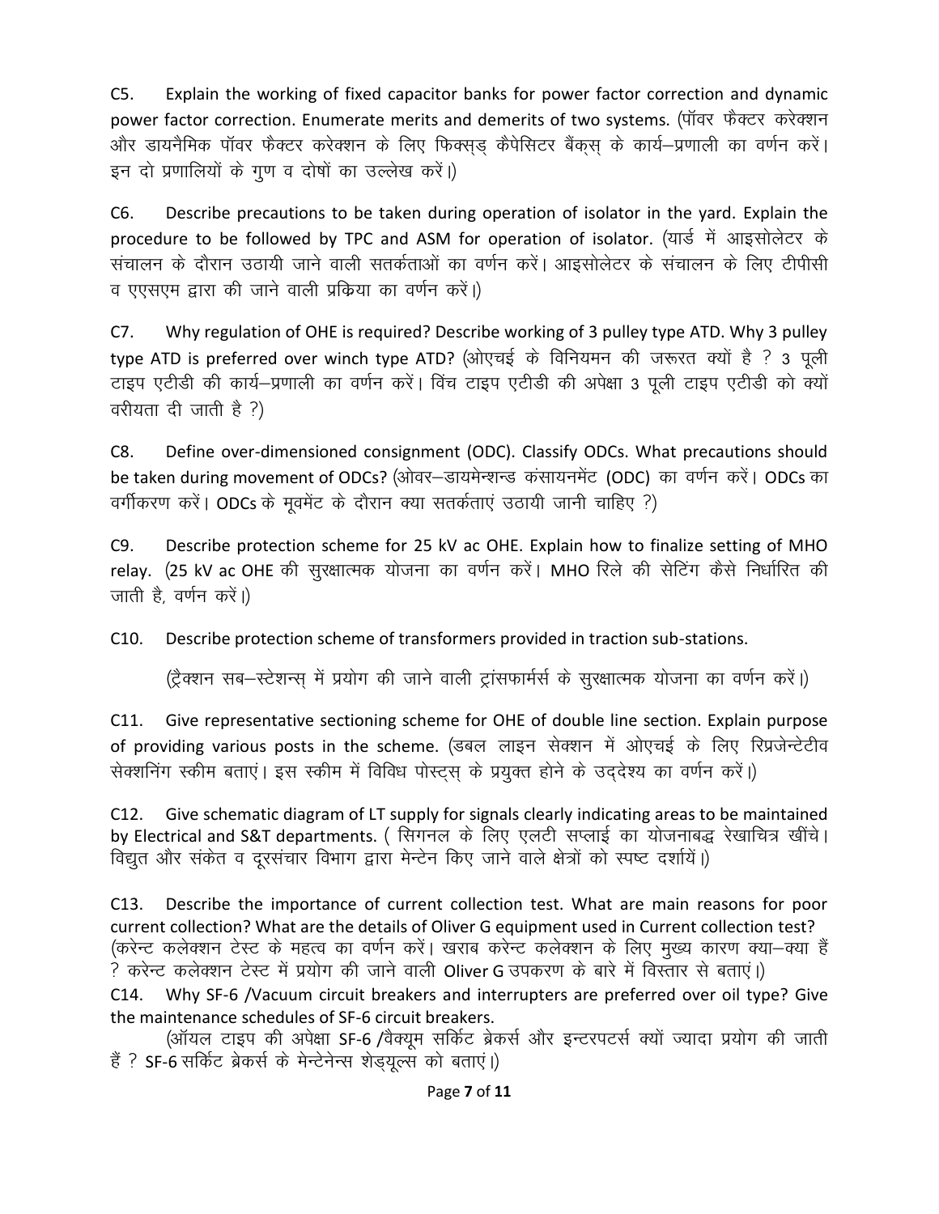C5. Explain the working of fixed capacitor banks for power factor correction and dynamic power factor correction. Enumerate merits and demerits of two systems. (पॉवर फैक्टर करेक्शन और डायनैमिक पॉवर फैक्टर करेक्शन के लिए फिक्स्ड् कैपेसिटर बैंक्स् के कार्य–प्रणाली का वर्णन करें। इन दो प्रणालियों के गुण व दोषों का उल्लेख करें।)

C6. Describe precautions to be taken during operation of isolator in the yard. Explain the procedure to be followed by TPC and ASM for operation of isolator. (यार्ड में आइसोलेटर के संचालन के दौरान उठायी जाने वाली सतर्कताओं का वर्णन करें। आइसोलेटर के संचालन के लिए टीपीसी व एएसएम द्वारा की जाने वाली प्रक्रिया का वर्णन करें।)

C7. Why regulation of OHE is required? Describe working of 3 pulley type ATD. Why 3 pulley type ATD is preferred over winch type ATD? (ओएचई के विनियमन की जरूरत क्यों है ? 3 पूली टाइप एटीडी की कार्य–प्रणाली का वर्णन करें। विंच टाइप एटीडी की अपेक्षा 3 पूली टाइप एटीडी को क्यों वरीयता दी जाती है ?)

C8. Define over-dimensioned consignment (ODC). Classify ODCs. What precautions should be taken during movement of ODCs? (ओवर–डायमेन्शन्ड कंसायनमेंट (ODC) का वर्णन करें। ODCs का वर्गीकरण करें। ODCs के मूवमेंट के दौरान क्या सतर्कताएं उठायी जानी चाहिए ?)

C9. Describe protection scheme for 25 kV ac OHE. Explain how to finalize setting of MHO relay. (25 kV ac OHE की सुरक्षात्मक योजना का वर्णन करें। MHO रिले की सेटिंग कैसे निर्धारित की जाती है, वर्णन करें।)

C10. Describe protection scheme of transformers provided in traction sub-stations.

(ट्रैक्शन सब–स्टेशन्स् में प्रयोग की जाने वाली ट्रांसफार्मर्स के सुरक्षात्मक योजना का वर्णन करें।)

C11. Give representative sectioning scheme for OHE of double line section. Explain purpose of providing various posts in the scheme. (डबल लाइन सेक्शन में ओएचई के लिए रिप्रजेन्टेटीव सेक्शनिंग स्कीम बताएं। इस स्कीम में विविध पोस्ट्स् के प्रयुक्त होने के उद्देश्य का वर्णन करें।)

C12. Give schematic diagram of LT supply for signals clearly indicating areas to be maintained by Electrical and S&T departments. ( सिगनल के लिए एलटी सप्लाई का योजनाबद्ध रेखाचित्र खींचे। विद्युत और संकेत व दूरसंचार विभाग द्वारा मेन्टेन किए जाने वाले क्षेत्रों को स्पष्ट दर्शायें।)

C13. Describe the importance of current collection test. What are main reasons for poor current collection? What are the details of Oliver G equipment used in Current collection test? (करेन्ट कलेक्शन टेस्ट के महत्व का वर्णन करें। खराब करेन्ट कलेक्शन के लिए मुख्य कारण क्या–क्या हैं ? करेन्ट कलेक्शन टेस्ट में प्रयोग की जाने वाली Oliver G उपकरण के बारे में विस्तार से बताएं।)

C14. Why SF-6 /Vacuum circuit breakers and interrupters are preferred over oil type? Give the maintenance schedules of SF-6 circuit breakers.

(ऑयल टाइप की अपेक्षा SF-6 /वैक्यूम सर्किट ब्रेकर्स और इन्टरपटर्स क्यों ज्यादा प्रयोग की जाती हैं ? SF-6 सर्किट ब्रेकर्स के मेन्टेनेन्स शेड्यूल्स को बताएं।)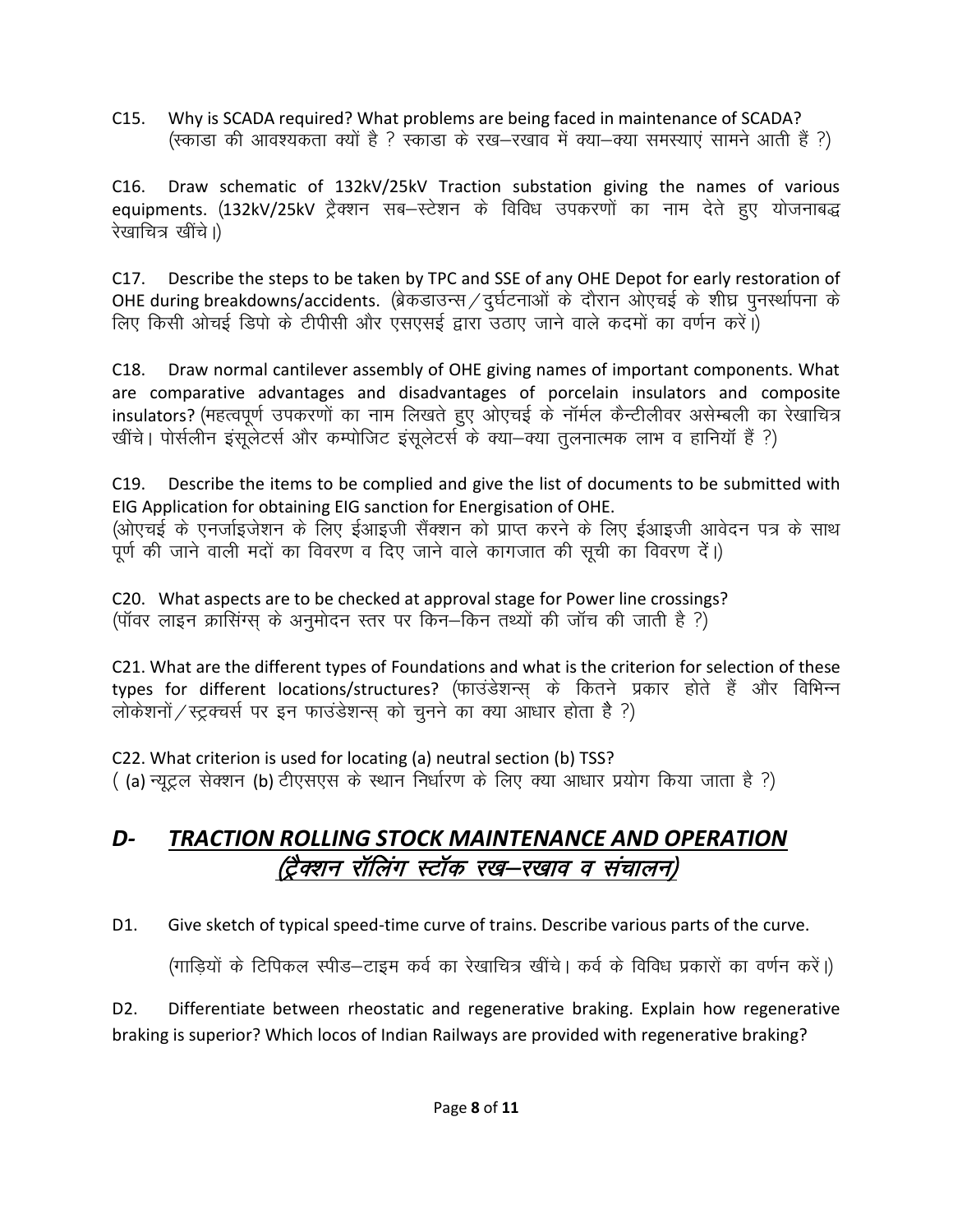C15. Why is SCADA required? What problems are being faced in maintenance of SCADA? (स्काडा की आवश्यकता क्यों है ? स्काडा के रख–रखाव में क्या–क्या समस्याएं सामने आती हैं ?)

C16. Draw schematic of 132kV/25kV Traction substation giving the names of various equipments. (132kV/25kV ट्रैक्शन सब–स्टेशन के विविध उपकरणों का नाम देते हुए योजनाबद्ध रेखाचित्र खींचे।)

C17. Describe the steps to be taken by TPC and SSE of any OHE Depot for early restoration of OHE during breakdowns/accidents. (ब्रेकडाउन्स/दुर्घटनाओं के दौरान ओएचई के शीघ्र पुनर्स्थापना के लिए किसी ओचई डिपो के टीपीसी और एसएसई द्वारा उठाए जाने वाले कदमों का वर्णन करें।)

C18. Draw normal cantilever assembly of OHE giving names of important components. What are comparative advantages and disadvantages of porcelain insulators and composite insulators? (महत्वपूर्ण उपकरणों का नाम लिखते हुए ओएचई के नॉर्मल कैन्टीलीवर असेम्बली का रेखाचित्र खींचे। पोर्सलीन इंसूलेटर्स और कम्पोजिट इंसूलेटर्स के क्या–क्या तुलनात्मक लाभ व हानियॉ हैं ?)

C19. Describe the items to be complied and give the list of documents to be submitted with EIG Application for obtaining EIG sanction for Energisation of OHE.
(ओएचई के एनर्जाइजेशन के लिए ईआइजी सैंक्शन को प्राप्त करने के लिए ईआइजी आवेदन पत्र के साथ पूर्ण की जाने वाली मदों का विवरण व दिए जाने वाले कागजात की सूची का विवरण दें।)

C20. What aspects are to be checked at approval stage for Power line crossings?
(पॉवर लाइन क्रासिंग्स् के अनुमोदन स्तर पर किन–किन तथ्यों की जॉच की जाती है ?)

C21. What are the different types of Foundations and what is the criterion for selection of these types for different locations/structures? (फाउंडेशन्स् के कितने प्रकार होते हैं और विभिन्न लोकेशनों/स्ट्रक्चर्स पर इन फाउंडेशन्स् को चुनने का क्या आधार होता है ?)

C22. What criterion is used for locating (a) neutral section (b) TSS?
( (a) न्यूट्रल सेक्शन (b) टीएसएस के स्थान निर्धारण के लिए क्या आधार प्रयोग किया जाता है ?)

## *D- TRACTION ROLLING STOCK MAINTENANCE AND OPERATION*
## *(ट्रैक्शन रॉलिंग स्टॉक रख–रखाव व संचालन)*

D1. Give sketch of typical speed-time curve of trains. Describe various parts of the curve.

(गाड़ियों के टिपिकल स्पीड–टाइम कर्व का रेखाचित्र खींचे। कर्व के विविध प्रकारों का वर्णन करें।)

D2. Differentiate between rheostatic and regenerative braking. Explain how regenerative braking is superior? Which locos of Indian Railways are provided with regenerative braking?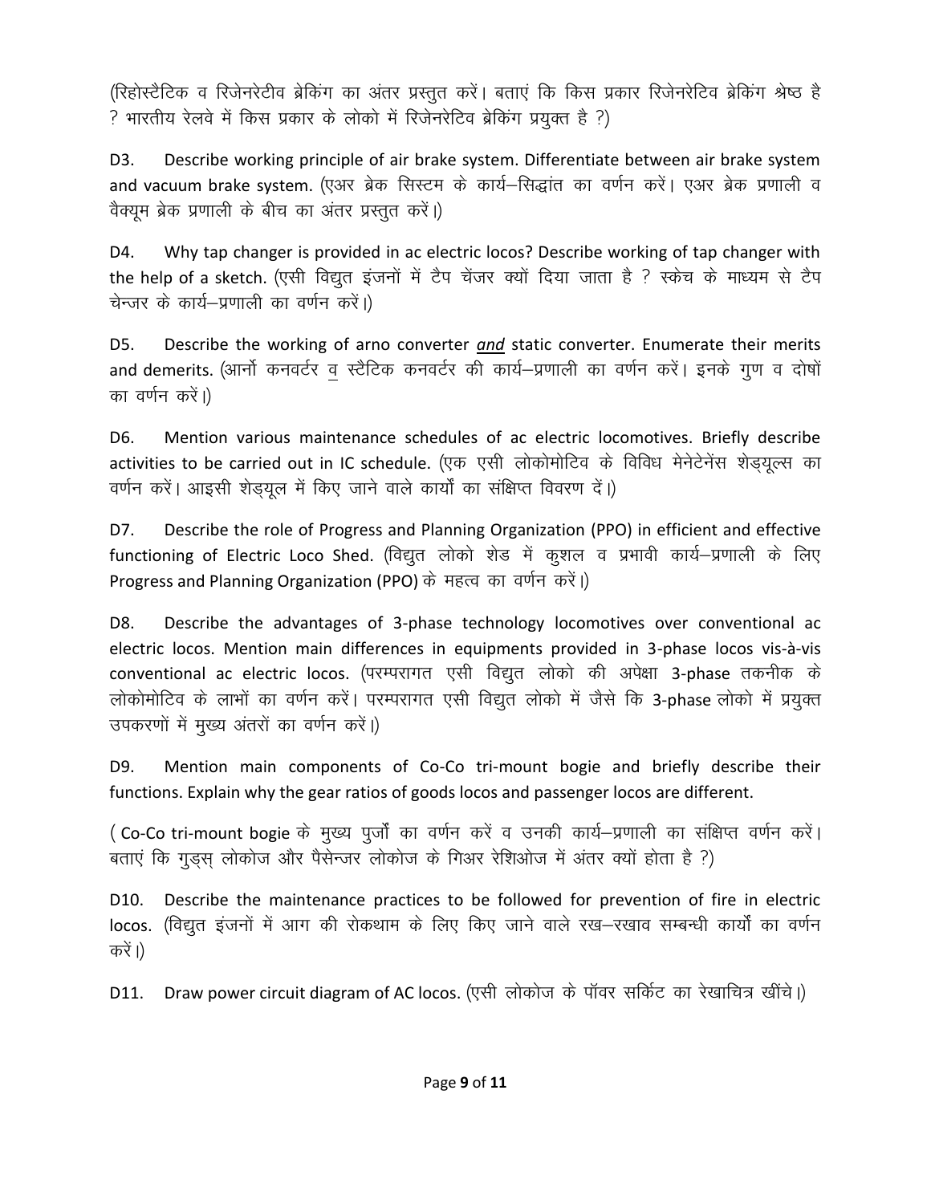(रिहोस्टैटिक व रिजेनरेटीव ब्रेकिंग का अंतर प्रस्तुत करें। बताएं कि किस प्रकार रिजेनरेटिव ब्रेकिंग श्रेष्ठ है ? भारतीय रेलवे में किस प्रकार के लोको में रिजेनरेटिव ब्रेकिंग प्रयुक्त है ?)

D3. Describe working principle of air brake system. Differentiate between air brake system and vacuum brake system. (एअर ब्रेक सिस्टम के कार्य–सिद्धांत का वर्णन करें। एअर ब्रेक प्रणाली व वैक्यूम ब्रेक प्रणाली के बीच का अंतर प्रस्तुत करें।)

D4. Why tap changer is provided in ac electric locos? Describe working of tap changer with the help of a sketch. (एसी विद्युत इंजनों में टैप चेंजर क्यों दिया जाता है ? स्केच के माध्यम से टैप चेन्जर के कार्य–प्रणाली का वर्णन करें।)

D5. Describe the working of arno converter *and* static converter. Enumerate their merits and demerits. (आर्नो कनवर्टर व स्टैटिक कनवर्टर की कार्य–प्रणाली का वर्णन करें। इनके गुण व दोषों का वर्णन करें।)

D6. Mention various maintenance schedules of ac electric locomotives. Briefly describe activities to be carried out in IC schedule. (एक एसी लोकोमोटिव के विविध मेनेटेनेंस शेड्यूल्स का वर्णन करें। आइसी शेड्यूल में किए जाने वाले कार्यों का संक्षिप्त विवरण दें।)

D7. Describe the role of Progress and Planning Organization (PPO) in efficient and effective functioning of Electric Loco Shed. (विद्युत लोको शेड में कुशल व प्रभावी कार्य–प्रणाली के लिए Progress and Planning Organization (PPO) के महत्व का वर्णन करें।)

D8. Describe the advantages of 3-phase technology locomotives over conventional ac electric locos. Mention main differences in equipments provided in 3-phase locos vis-à-vis conventional ac electric locos. (परम्परागत एसी विद्युत लोको की अपेक्षा 3-phase तकनीक के लोकोमोटिव के लाभों का वर्णन करें। परम्परागत एसी विद्युत लोको में जैसे कि 3-phase लोको में प्रयुक्त उपकरणों में मुख्य अंतरों का वर्णन करें।)

D9. Mention main components of Co-Co tri-mount bogie and briefly describe their functions. Explain why the gear ratios of goods locos and passenger locos are different.

( Co-Co tri-mount bogie के मुख्य पुर्जों का वर्णन करें व उनकी कार्य–प्रणाली का संक्षिप्त वर्णन करें। बताएं कि गुड्स् लोकोज और पैसेन्जर लोकोज के गिअर रेशिओज में अंतर क्यों होता है ?)

D10. Describe the maintenance practices to be followed for prevention of fire in electric locos. (विद्युत इंजनों में आग की रोकथाम के लिए किए जाने वाले रख–रखाव सम्बन्धी कार्यों का वर्णन करें।)

D11. Draw power circuit diagram of AC locos. (एसी लोकोज के पॉवर सर्किट का रेखाचित्र खींचे।)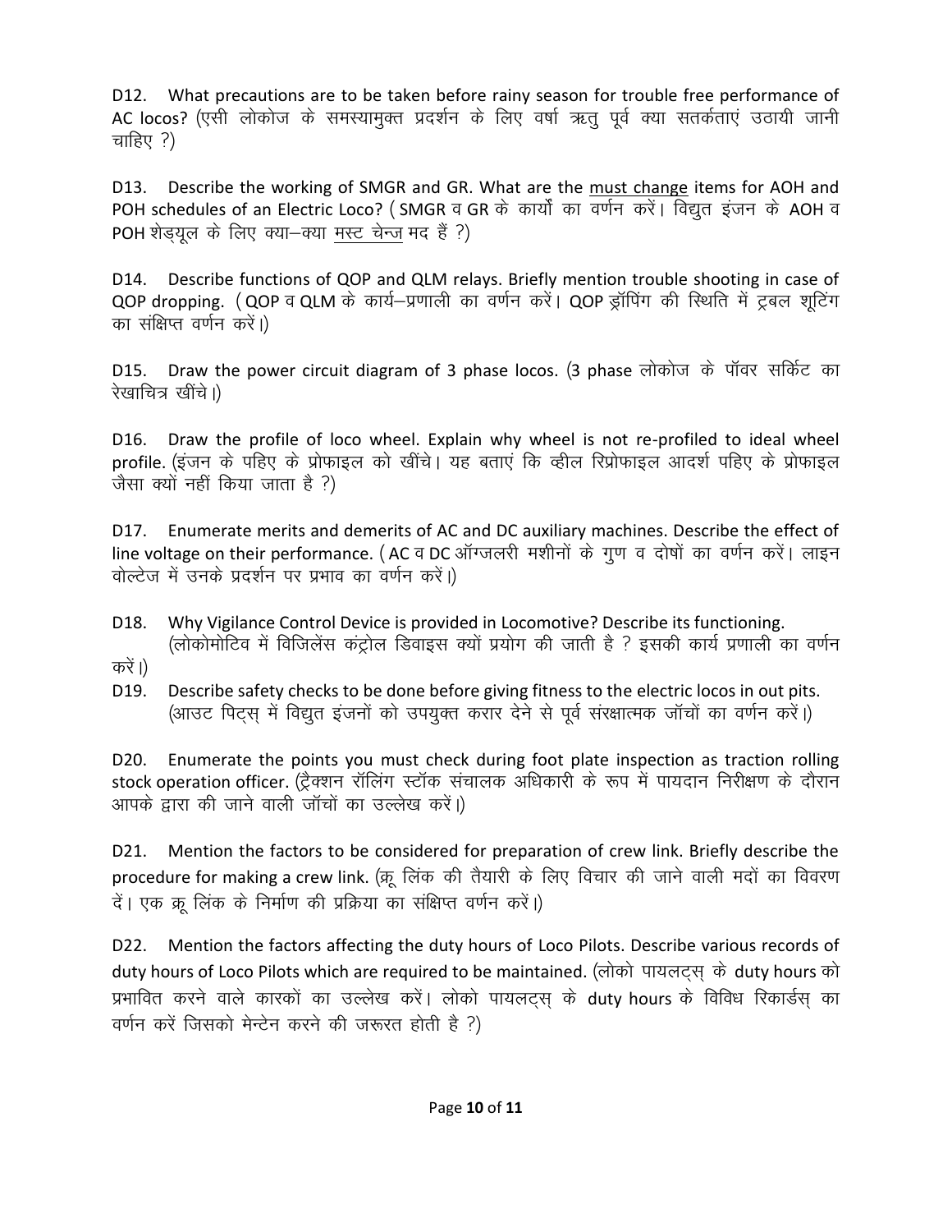D12. What precautions are to be taken before rainy season for trouble free performance of AC locos? (एसी लोकोज के समस्यामुक्त प्रदर्शन के लिए वर्षा ऋतु पूर्व क्या सतर्कताएं उठायी जानी चाहिए ?)

D13. Describe the working of SMGR and GR. What are the <u>must change</u> items for AOH and POH schedules of an Electric Loco? ( SMGR व GR के कार्यों का वर्णन करें। विद्युत इंजन के AOH व POH शेड्यूल के लिए क्या–क्या <u>मस्ट चेन्ज</u> मद हैं ?)

D14. Describe functions of QOP and QLM relays. Briefly mention trouble shooting in case of QOP dropping. ( QOP व QLM के कार्य–प्रणाली का वर्णन करें। QOP ड्रॉपिंग की स्थिति में ट्रबल शूटिंग का संक्षिप्त वर्णन करें।)

D15. Draw the power circuit diagram of 3 phase locos. (3 phase लोकोज के पॉवर सर्किट का रेखाचित्र खींचे।)

D16. Draw the profile of loco wheel. Explain why wheel is not re-profiled to ideal wheel profile. (इंजन के पहिए के प्रोफाइल को खींचे। यह बताएं कि व्हील रिप्रोफाइल आदर्श पहिए के प्रोफाइल जैसा क्यों नहीं किया जाता है ?)

D17. Enumerate merits and demerits of AC and DC auxiliary machines. Describe the effect of line voltage on their performance. ( AC व DC ऑग्जलरी मशीनों के गुण व दोषों का वर्णन करें। लाइन वोल्टेज में उनके प्रदर्शन पर प्रभाव का वर्णन करें।)

D18. Why Vigilance Control Device is provided in Locomotive? Describe its functioning. (लोकोमोटिव में विजिलेंस कंट्रोल डिवाइस क्यों प्रयोग की जाती है ? इसकी कार्य प्रणाली का वर्णन करें।)

D19. Describe safety checks to be done before giving fitness to the electric locos in out pits. (आउट पिट्स् में विद्युत इंजनों को उपयुक्त करार देने से पूर्व संरक्षात्मक जॉचों का वर्णन करें।)

D20. Enumerate the points you must check during foot plate inspection as traction rolling stock operation officer. (ट्रैक्शन रॉलिंग स्टॉक संचालक अधिकारी के रूप में पायदान निरीक्षण के दौरान आपके द्वारा की जाने वाली जॉचों का उल्लेख करें।)

D21. Mention the factors to be considered for preparation of crew link. Briefly describe the procedure for making a crew link. (क्रू लिंक की तैयारी के लिए विचार की जाने वाली मदों का विवरण दें। एक क्रू लिंक के निर्माण की प्रक्रिया का संक्षिप्त वर्णन करें।)

D22. Mention the factors affecting the duty hours of Loco Pilots. Describe various records of duty hours of Loco Pilots which are required to be maintained. (लोको पायलट्स् के duty hours को प्रभावित करने वाले कारकों का उल्लेख करें। लोको पायलट्स् के duty hours के विविध रिकार्डस् का वर्णन करें जिसको मेन्टेन करने की जरूरत होती है ?)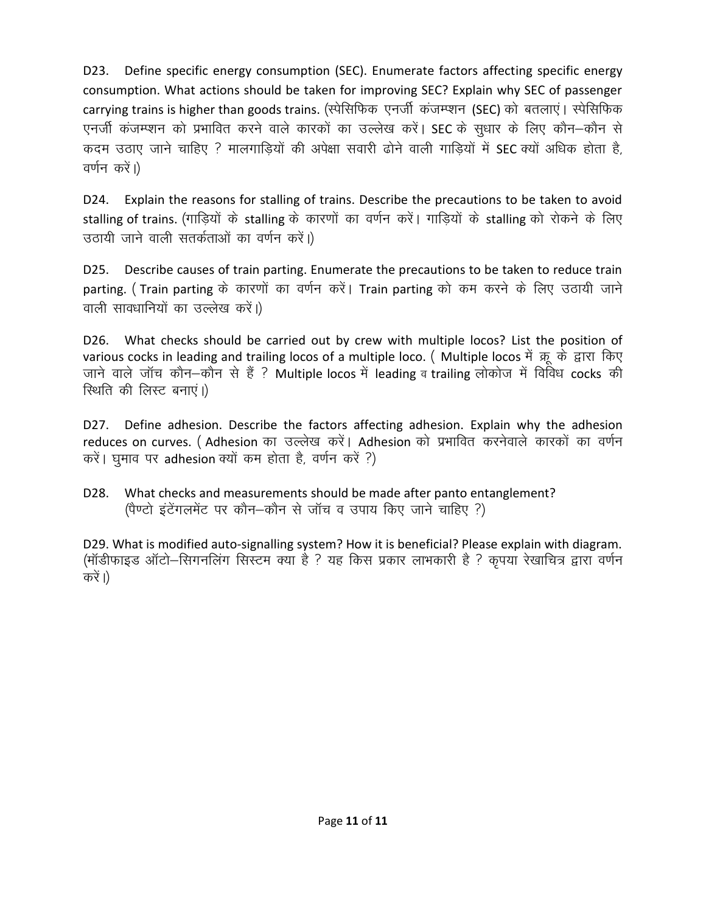D23. Define specific energy consumption (SEC). Enumerate factors affecting specific energy consumption. What actions should be taken for improving SEC? Explain why SEC of passenger carrying trains is higher than goods trains. (स्पेसिफिक एनर्जी कंजम्प्शन (SEC) को बतलाएं। स्पेसिफिक एनर्जी कंजम्प्शन को प्रभावित करने वाले कारकों का उल्लेख करें। SEC के सुधार के लिए कौन–कौन से कदम उठाए जाने चाहिए ? मालगाड़ियों की अपेक्षा सवारी ढोने वाली गाड़ियों में SEC क्यों अधिक होता है, वर्णन करें।)

D24. Explain the reasons for stalling of trains. Describe the precautions to be taken to avoid stalling of trains. (गाड़ियों के stalling के कारणों का वर्णन करें। गाड़ियों के stalling को रोकने के लिए उठायी जाने वाली सतर्कताओं का वर्णन करें।)

D25. Describe causes of train parting. Enumerate the precautions to be taken to reduce train parting. ( Train parting के कारणों का वर्णन करें। Train parting को कम करने के लिए उठायी जाने वाली सावधानियों का उल्लेख करें।)

D26. What checks should be carried out by crew with multiple locos? List the position of various cocks in leading and trailing locos of a multiple loco. ( Multiple locos में क्रू के द्वारा किए जाने वाले जॉच कौन–कौन से हैं ? Multiple locos में leading व trailing लोकोज में विविध cocks की स्थिति की लिस्ट बनाएं।)

D27. Define adhesion. Describe the factors affecting adhesion. Explain why the adhesion reduces on curves. ( Adhesion का उल्लेख करें। Adhesion को प्रभावित करनेवाले कारकों का वर्णन करें। घुमाव पर adhesion क्यों कम होता है, वर्णन करें ?)

D28. What checks and measurements should be made after panto entanglement?
(पैण्टो इंटेंगलमेंट पर कौन–कौन से जॉच व उपाय किए जाने चाहिए ?)

D29. What is modified auto-signalling system? How it is beneficial? Please explain with diagram. (मॉडीफाइड ऑटो–सिगनलिंग सिस्टम क्या है ? यह किस प्रकार लाभकारी है ? कृपया रेखाचित्र द्वारा वर्णन करें।)